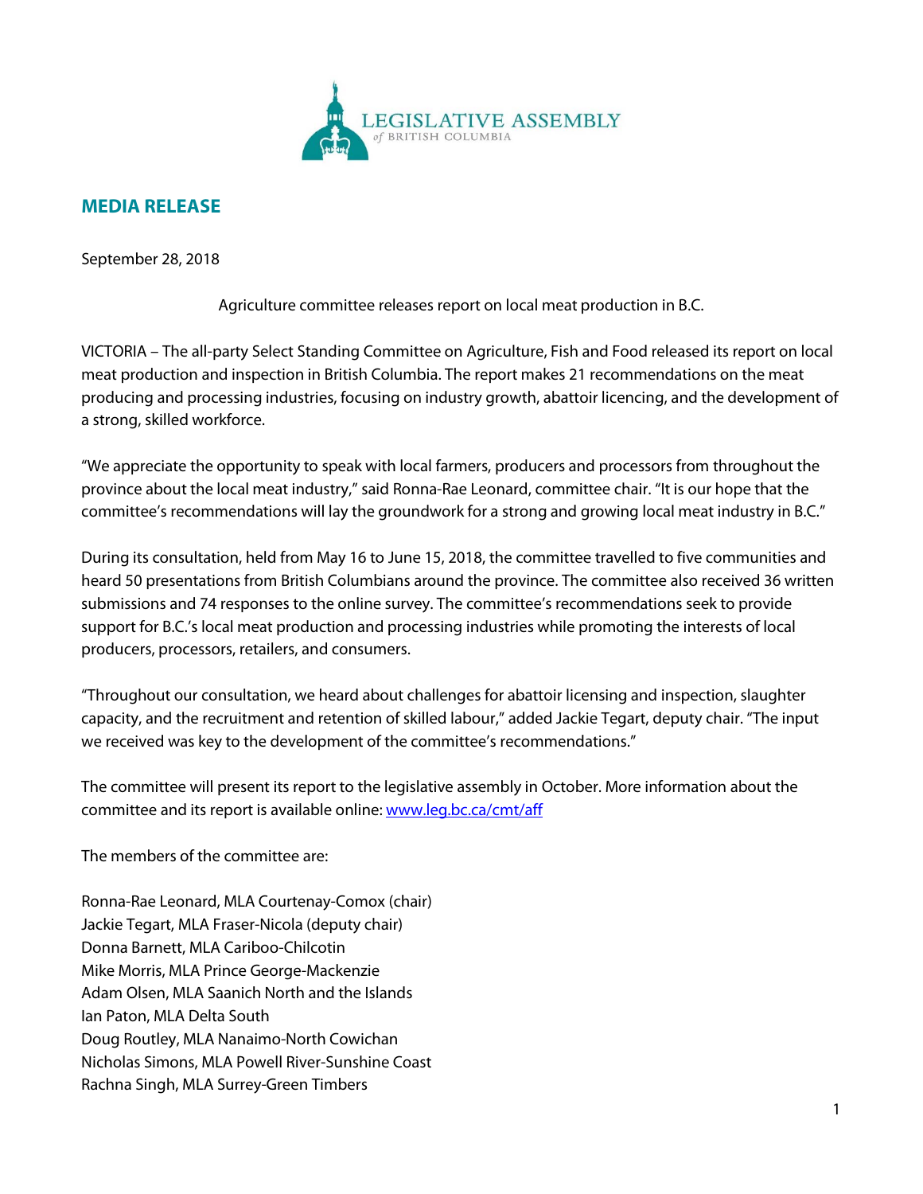LEGISLATIVE ASSEMBLY *of* BRITISH COLUMBIA

## MEDIA RELEASE

September 28, 2018

Agriculture committee releases report on local meat production in B.C.

VICTORIA – The all-party Select Standing Committee on Agriculture, Fish and Food released its report on local meat production and inspection in British Columbia. The report makes 21 recommendations on the meat producing and processing industries, focusing on industry growth, abattoir licencing, and the development of a strong, skilled workforce.

"We appreciate the opportunity to speak with local farmers, producers and processors from throughout the province about the local meat industry," said Ronna-Rae Leonard, committee chair. "It is our hope that the committee's recommendations will lay the groundwork for a strong and growing local meat industry in B.C."

During its consultation, held from May 16 to June 15, 2018, the committee travelled to five communities and heard 50 presentations from British Columbians around the province. The committee also received 36 written submissions and 74 responses to the online survey. The committee's recommendations seek to provide support for B.C.'s local meat production and processing industries while promoting the interests of local producers, processors, retailers, and consumers.

"Throughout our consultation, we heard about challenges for abattoir licensing and inspection, slaughter capacity, and the recruitment and retention of skilled labour," added Jackie Tegart, deputy chair. "The input we received was key to the development of the committee's recommendations."

The committee will present its report to the legislative assembly in October. More information about the committee and its report is available online: [www.leg.bc.ca/cmt/aff](www.leg.bc.ca/cmt/aff)

The members of the committee are:

Ronna-Rae Leonard, MLA Courtenay-Comox (chair)
Jackie Tegart, MLA Fraser-Nicola (deputy chair)
Donna Barnett, MLA Cariboo-Chilcotin
Mike Morris, MLA Prince George-Mackenzie
Adam Olsen, MLA Saanich North and the Islands
Ian Paton, MLA Delta South
Doug Routley, MLA Nanaimo-North Cowichan
Nicholas Simons, MLA Powell River-Sunshine Coast
Rachna Singh, MLA Surrey-Green Timbers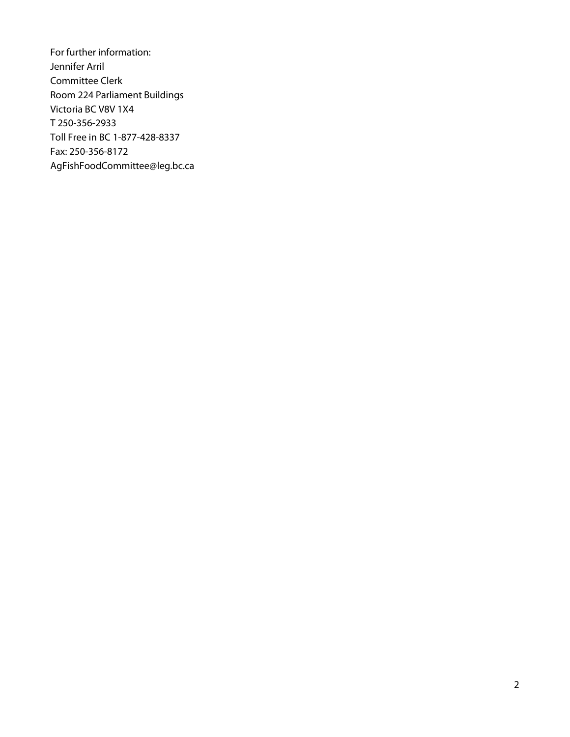For further information:
Jennifer Arril
Committee Clerk
Room 224 Parliament Buildings
Victoria BC V8V 1X4
T 250-356-2933
Toll Free in BC 1-877-428-8337
Fax: 250-356-8172
AgFishFoodCommittee@leg.bc.ca